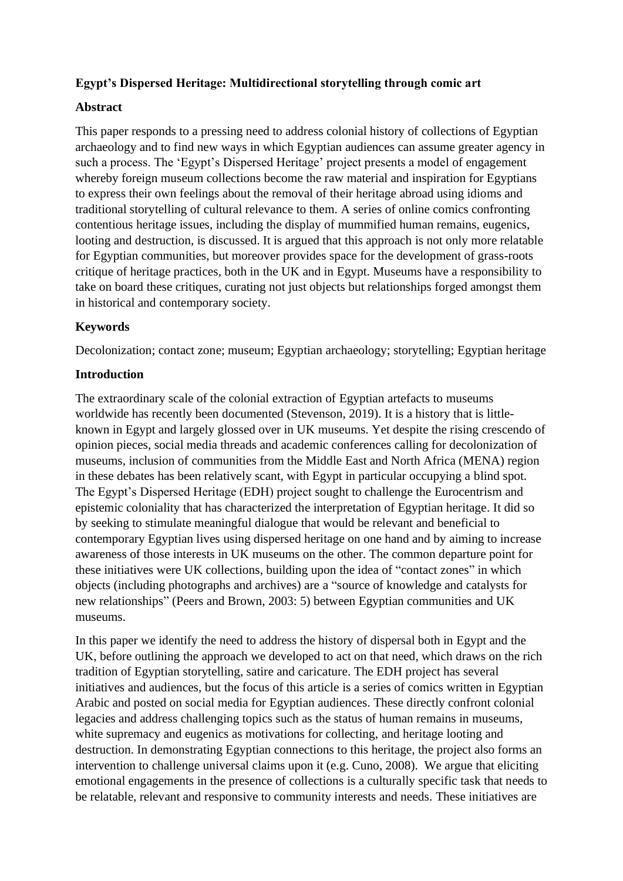# Egypt's Dispersed Heritage: Multidirectional storytelling through comic art

## Abstract

This paper responds to a pressing need to address colonial history of collections of Egyptian archaeology and to find new ways in which Egyptian audiences can assume greater agency in such a process. The 'Egypt's Dispersed Heritage' project presents a model of engagement whereby foreign museum collections become the raw material and inspiration for Egyptians to express their own feelings about the removal of their heritage abroad using idioms and traditional storytelling of cultural relevance to them. A series of online comics confronting contentious heritage issues, including the display of mummified human remains, eugenics, looting and destruction, is discussed. It is argued that this approach is not only more relatable for Egyptian communities, but moreover provides space for the development of grass-roots critique of heritage practices, both in the UK and in Egypt. Museums have a responsibility to take on board these critiques, curating not just objects but relationships forged amongst them in historical and contemporary society.

## Keywords

Decolonization; contact zone; museum; Egyptian archaeology; storytelling; Egyptian heritage

## Introduction

The extraordinary scale of the colonial extraction of Egyptian artefacts to museums worldwide has recently been documented (Stevenson, 2019). It is a history that is little-known in Egypt and largely glossed over in UK museums. Yet despite the rising crescendo of opinion pieces, social media threads and academic conferences calling for decolonization of museums, inclusion of communities from the Middle East and North Africa (MENA) region in these debates has been relatively scant, with Egypt in particular occupying a blind spot. The Egypt's Dispersed Heritage (EDH) project sought to challenge the Eurocentrism and epistemic coloniality that has characterized the interpretation of Egyptian heritage. It did so by seeking to stimulate meaningful dialogue that would be relevant and beneficial to contemporary Egyptian lives using dispersed heritage on one hand and by aiming to increase awareness of those interests in UK museums on the other. The common departure point for these initiatives were UK collections, building upon the idea of "contact zones" in which objects (including photographs and archives) are a "source of knowledge and catalysts for new relationships" (Peers and Brown, 2003: 5) between Egyptian communities and UK museums.

In this paper we identify the need to address the history of dispersal both in Egypt and the UK, before outlining the approach we developed to act on that need, which draws on the rich tradition of Egyptian storytelling, satire and caricature. The EDH project has several initiatives and audiences, but the focus of this article is a series of comics written in Egyptian Arabic and posted on social media for Egyptian audiences. These directly confront colonial legacies and address challenging topics such as the status of human remains in museums, white supremacy and eugenics as motivations for collecting, and heritage looting and destruction. In demonstrating Egyptian connections to this heritage, the project also forms an intervention to challenge universal claims upon it (e.g. Cuno, 2008). We argue that eliciting emotional engagements in the presence of collections is a culturally specific task that needs to be relatable, relevant and responsive to community interests and needs. These initiatives are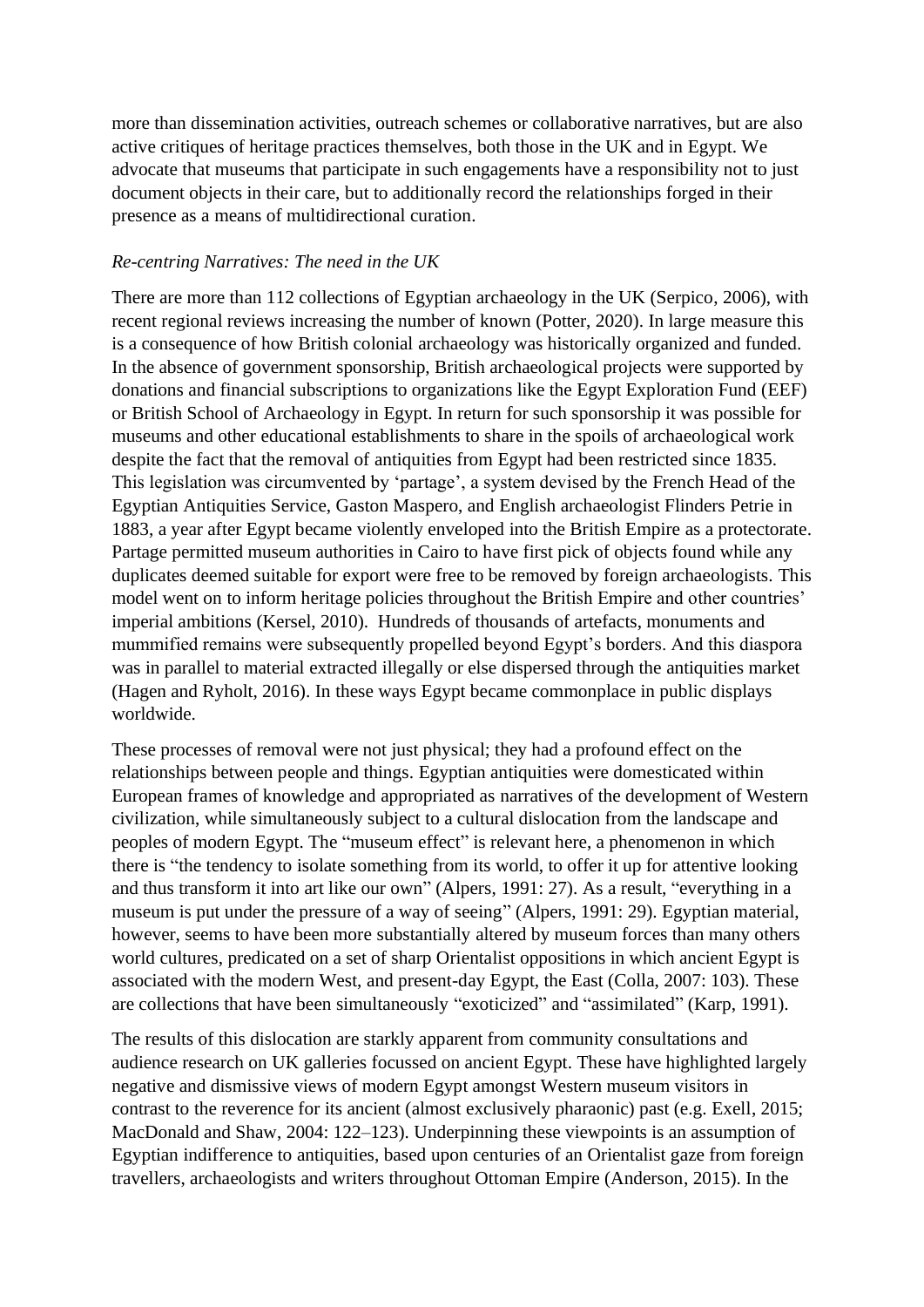more than dissemination activities, outreach schemes or collaborative narratives, but are also active critiques of heritage practices themselves, both those in the UK and in Egypt. We advocate that museums that participate in such engagements have a responsibility not to just document objects in their care, but to additionally record the relationships forged in their presence as a means of multidirectional curation.

### *Re-centring Narratives: The need in the UK*

There are more than 112 collections of Egyptian archaeology in the UK (Serpico, 2006), with recent regional reviews increasing the number of known (Potter, 2020). In large measure this is a consequence of how British colonial archaeology was historically organized and funded. In the absence of government sponsorship, British archaeological projects were supported by donations and financial subscriptions to organizations like the Egypt Exploration Fund (EEF) or British School of Archaeology in Egypt. In return for such sponsorship it was possible for museums and other educational establishments to share in the spoils of archaeological work despite the fact that the removal of antiquities from Egypt had been restricted since 1835. This legislation was circumvented by 'partage', a system devised by the French Head of the Egyptian Antiquities Service, Gaston Maspero, and English archaeologist Flinders Petrie in 1883, a year after Egypt became violently enveloped into the British Empire as a protectorate. Partage permitted museum authorities in Cairo to have first pick of objects found while any duplicates deemed suitable for export were free to be removed by foreign archaeologists. This model went on to inform heritage policies throughout the British Empire and other countries' imperial ambitions (Kersel, 2010). Hundreds of thousands of artefacts, monuments and mummified remains were subsequently propelled beyond Egypt's borders. And this diaspora was in parallel to material extracted illegally or else dispersed through the antiquities market (Hagen and Ryholt, 2016). In these ways Egypt became commonplace in public displays worldwide.

These processes of removal were not just physical; they had a profound effect on the relationships between people and things. Egyptian antiquities were domesticated within European frames of knowledge and appropriated as narratives of the development of Western civilization, while simultaneously subject to a cultural dislocation from the landscape and peoples of modern Egypt. The "museum effect" is relevant here, a phenomenon in which there is "the tendency to isolate something from its world, to offer it up for attentive looking and thus transform it into art like our own" (Alpers, 1991: 27). As a result, "everything in a museum is put under the pressure of a way of seeing" (Alpers, 1991: 29). Egyptian material, however, seems to have been more substantially altered by museum forces than many others world cultures, predicated on a set of sharp Orientalist oppositions in which ancient Egypt is associated with the modern West, and present-day Egypt, the East (Colla, 2007: 103). These are collections that have been simultaneously "exoticized" and "assimilated" (Karp, 1991).

The results of this dislocation are starkly apparent from community consultations and audience research on UK galleries focussed on ancient Egypt. These have highlighted largely negative and dismissive views of modern Egypt amongst Western museum visitors in contrast to the reverence for its ancient (almost exclusively pharaonic) past (e.g. Exell, 2015; MacDonald and Shaw, 2004: 122–123). Underpinning these viewpoints is an assumption of Egyptian indifference to antiquities, based upon centuries of an Orientalist gaze from foreign travellers, archaeologists and writers throughout Ottoman Empire (Anderson, 2015). In the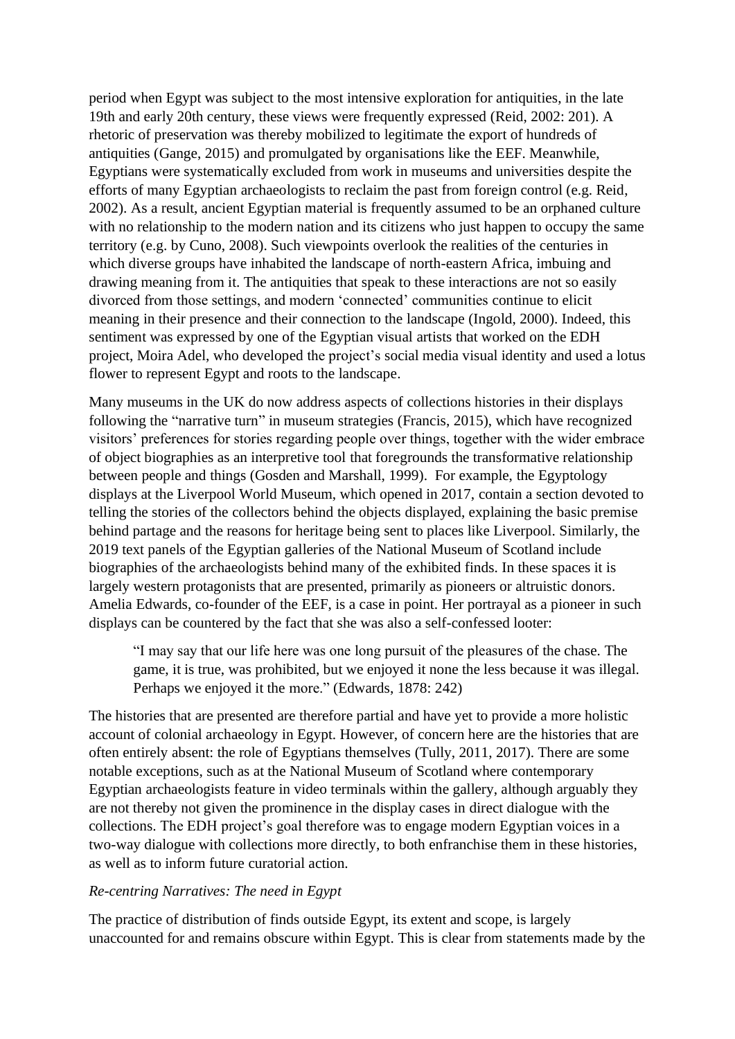period when Egypt was subject to the most intensive exploration for antiquities, in the late 19th and early 20th century, these views were frequently expressed (Reid, 2002: 201). A rhetoric of preservation was thereby mobilized to legitimate the export of hundreds of antiquities (Gange, 2015) and promulgated by organisations like the EEF. Meanwhile, Egyptians were systematically excluded from work in museums and universities despite the efforts of many Egyptian archaeologists to reclaim the past from foreign control (e.g. Reid, 2002). As a result, ancient Egyptian material is frequently assumed to be an orphaned culture with no relationship to the modern nation and its citizens who just happen to occupy the same territory (e.g. by Cuno, 2008). Such viewpoints overlook the realities of the centuries in which diverse groups have inhabited the landscape of north-eastern Africa, imbuing and drawing meaning from it. The antiquities that speak to these interactions are not so easily divorced from those settings, and modern 'connected' communities continue to elicit meaning in their presence and their connection to the landscape (Ingold, 2000). Indeed, this sentiment was expressed by one of the Egyptian visual artists that worked on the EDH project, Moira Adel, who developed the project's social media visual identity and used a lotus flower to represent Egypt and roots to the landscape.

Many museums in the UK do now address aspects of collections histories in their displays following the "narrative turn" in museum strategies (Francis, 2015), which have recognized visitors' preferences for stories regarding people over things, together with the wider embrace of object biographies as an interpretive tool that foregrounds the transformative relationship between people and things (Gosden and Marshall, 1999). For example, the Egyptology displays at the Liverpool World Museum, which opened in 2017, contain a section devoted to telling the stories of the collectors behind the objects displayed, explaining the basic premise behind partage and the reasons for heritage being sent to places like Liverpool. Similarly, the 2019 text panels of the Egyptian galleries of the National Museum of Scotland include biographies of the archaeologists behind many of the exhibited finds. In these spaces it is largely western protagonists that are presented, primarily as pioneers or altruistic donors. Amelia Edwards, co-founder of the EEF, is a case in point. Her portrayal as a pioneer in such displays can be countered by the fact that she was also a self-confessed looter:

> "I may say that our life here was one long pursuit of the pleasures of the chase. The game, it is true, was prohibited, but we enjoyed it none the less because it was illegal. Perhaps we enjoyed it the more." (Edwards, 1878: 242)

The histories that are presented are therefore partial and have yet to provide a more holistic account of colonial archaeology in Egypt. However, of concern here are the histories that are often entirely absent: the role of Egyptians themselves (Tully, 2011, 2017). There are some notable exceptions, such as at the National Museum of Scotland where contemporary Egyptian archaeologists feature in video terminals within the gallery, although arguably they are not thereby not given the prominence in the display cases in direct dialogue with the collections. The EDH project's goal therefore was to engage modern Egyptian voices in a two-way dialogue with collections more directly, to both enfranchise them in these histories, as well as to inform future curatorial action.

*Re-centring Narratives: The need in Egypt*

The practice of distribution of finds outside Egypt, its extent and scope, is largely unaccounted for and remains obscure within Egypt. This is clear from statements made by the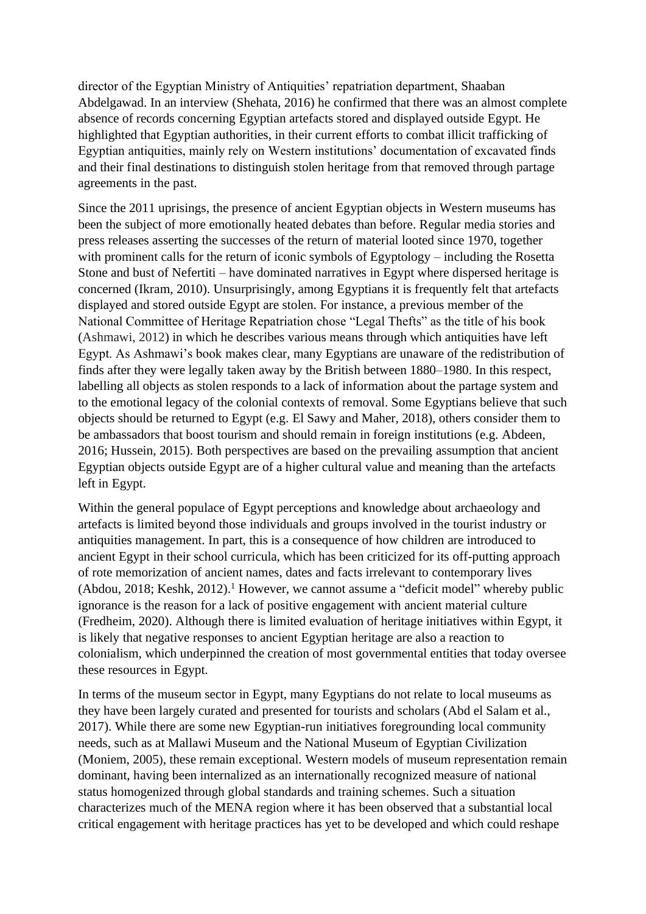director of the Egyptian Ministry of Antiquities' repatriation department, Shaaban Abdelgawad. In an interview (Shehata, 2016) he confirmed that there was an almost complete absence of records concerning Egyptian artefacts stored and displayed outside Egypt. He highlighted that Egyptian authorities, in their current efforts to combat illicit trafficking of Egyptian antiquities, mainly rely on Western institutions' documentation of excavated finds and their final destinations to distinguish stolen heritage from that removed through partage agreements in the past.

Since the 2011 uprisings, the presence of ancient Egyptian objects in Western museums has been the subject of more emotionally heated debates than before. Regular media stories and press releases asserting the successes of the return of material looted since 1970, together with prominent calls for the return of iconic symbols of Egyptology – including the Rosetta Stone and bust of Nefertiti – have dominated narratives in Egypt where dispersed heritage is concerned (Ikram, 2010). Unsurprisingly, among Egyptians it is frequently felt that artefacts displayed and stored outside Egypt are stolen. For instance, a previous member of the National Committee of Heritage Repatriation chose "Legal Thefts" as the title of his book (Ashmawi, 2012) in which he describes various means through which antiquities have left Egypt. As Ashmawi's book makes clear, many Egyptians are unaware of the redistribution of finds after they were legally taken away by the British between 1880–1980. In this respect, labelling all objects as stolen responds to a lack of information about the partage system and to the emotional legacy of the colonial contexts of removal. Some Egyptians believe that such objects should be returned to Egypt (e.g. El Sawy and Maher, 2018), others consider them to be ambassadors that boost tourism and should remain in foreign institutions (e.g. Abdeen, 2016; Hussein, 2015). Both perspectives are based on the prevailing assumption that ancient Egyptian objects outside Egypt are of a higher cultural value and meaning than the artefacts left in Egypt.

Within the general populace of Egypt perceptions and knowledge about archaeology and artefacts is limited beyond those individuals and groups involved in the tourist industry or antiquities management. In part, this is a consequence of how children are introduced to ancient Egypt in their school curricula, which has been criticized for its off-putting approach of rote memorization of ancient names, dates and facts irrelevant to contemporary lives (Abdou, 2018; Keshk, 2012).[1] However, we cannot assume a "deficit model" whereby public ignorance is the reason for a lack of positive engagement with ancient material culture (Fredheim, 2020). Although there is limited evaluation of heritage initiatives within Egypt, it is likely that negative responses to ancient Egyptian heritage are also a reaction to colonialism, which underpinned the creation of most governmental entities that today oversee these resources in Egypt.

In terms of the museum sector in Egypt, many Egyptians do not relate to local museums as they have been largely curated and presented for tourists and scholars (Abd el Salam et al., 2017). While there are some new Egyptian-run initiatives foregrounding local community needs, such as at Mallawi Museum and the National Museum of Egyptian Civilization (Moniem, 2005), these remain exceptional. Western models of museum representation remain dominant, having been internalized as an internationally recognized measure of national status homogenized through global standards and training schemes. Such a situation characterizes much of the MENA region where it has been observed that a substantial local critical engagement with heritage practices has yet to be developed and which could reshape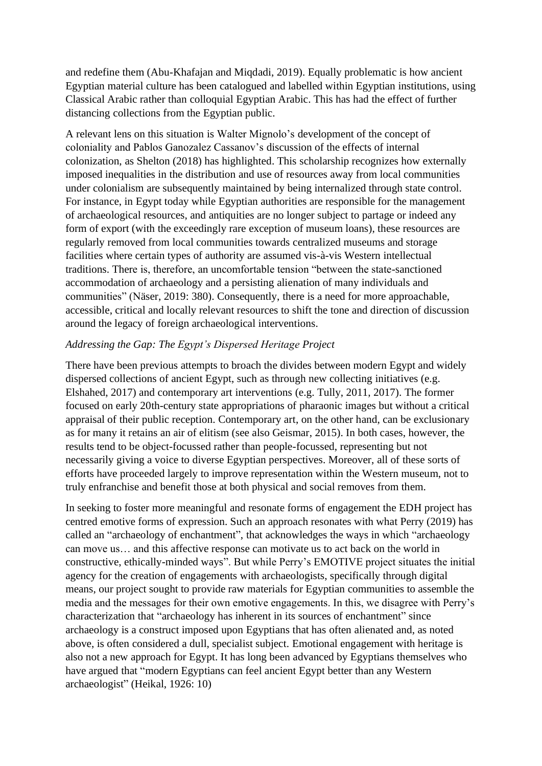and redefine them (Abu-Khafajan and Miqdadi, 2019). Equally problematic is how ancient Egyptian material culture has been catalogued and labelled within Egyptian institutions, using Classical Arabic rather than colloquial Egyptian Arabic. This has had the effect of further distancing collections from the Egyptian public.

A relevant lens on this situation is Walter Mignolo's development of the concept of coloniality and Pablos Ganozalez Cassanov's discussion of the effects of internal colonization, as Shelton (2018) has highlighted. This scholarship recognizes how externally imposed inequalities in the distribution and use of resources away from local communities under colonialism are subsequently maintained by being internalized through state control. For instance, in Egypt today while Egyptian authorities are responsible for the management of archaeological resources, and antiquities are no longer subject to partage or indeed any form of export (with the exceedingly rare exception of museum loans), these resources are regularly removed from local communities towards centralized museums and storage facilities where certain types of authority are assumed vis-à-vis Western intellectual traditions. There is, therefore, an uncomfortable tension "between the state-sanctioned accommodation of archaeology and a persisting alienation of many individuals and communities" (Näser, 2019: 380). Consequently, there is a need for more approachable, accessible, critical and locally relevant resources to shift the tone and direction of discussion around the legacy of foreign archaeological interventions.

*Addressing the Gap: The Egypt's Dispersed Heritage Project*

There have been previous attempts to broach the divides between modern Egypt and widely dispersed collections of ancient Egypt, such as through new collecting initiatives (e.g. Elshahed, 2017) and contemporary art interventions (e.g. Tully, 2011, 2017). The former focused on early 20th-century state appropriations of pharaonic images but without a critical appraisal of their public reception. Contemporary art, on the other hand, can be exclusionary as for many it retains an air of elitism (see also Geismar, 2015). In both cases, however, the results tend to be object-focussed rather than people-focussed, representing but not necessarily giving a voice to diverse Egyptian perspectives. Moreover, all of these sorts of efforts have proceeded largely to improve representation within the Western museum, not to truly enfranchise and benefit those at both physical and social removes from them.

In seeking to foster more meaningful and resonate forms of engagement the EDH project has centred emotive forms of expression. Such an approach resonates with what Perry (2019) has called an "archaeology of enchantment", that acknowledges the ways in which "archaeology can move us… and this affective response can motivate us to act back on the world in constructive, ethically-minded ways". But while Perry's EMOTIVE project situates the initial agency for the creation of engagements with archaeologists, specifically through digital means, our project sought to provide raw materials for Egyptian communities to assemble the media and the messages for their own emotive engagements. In this, we disagree with Perry's characterization that "archaeology has inherent in its sources of enchantment" since archaeology is a construct imposed upon Egyptians that has often alienated and, as noted above, is often considered a dull, specialist subject. Emotional engagement with heritage is also not a new approach for Egypt. It has long been advanced by Egyptians themselves who have argued that "modern Egyptians can feel ancient Egypt better than any Western archaeologist" (Heikal, 1926: 10)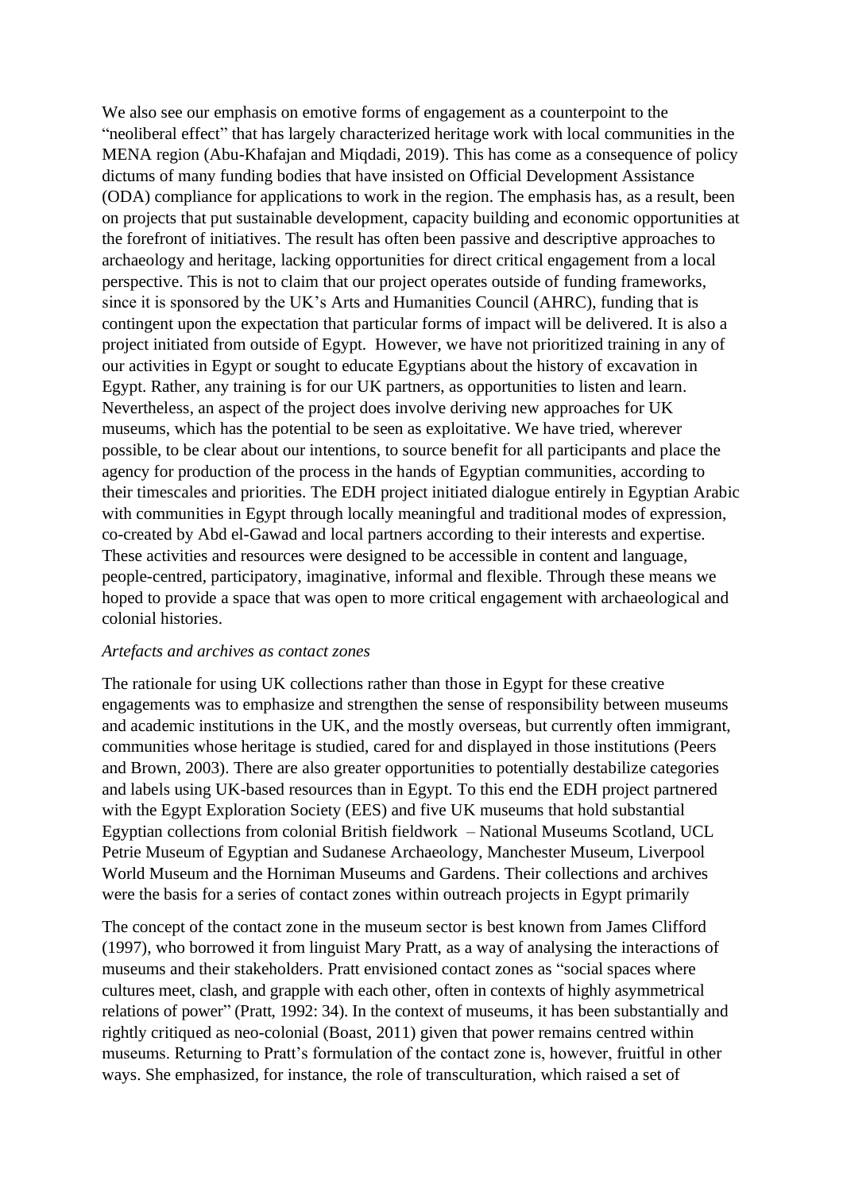We also see our emphasis on emotive forms of engagement as a counterpoint to the "neoliberal effect" that has largely characterized heritage work with local communities in the MENA region (Abu-Khafajan and Miqdadi, 2019). This has come as a consequence of policy dictums of many funding bodies that have insisted on Official Development Assistance (ODA) compliance for applications to work in the region. The emphasis has, as a result, been on projects that put sustainable development, capacity building and economic opportunities at the forefront of initiatives. The result has often been passive and descriptive approaches to archaeology and heritage, lacking opportunities for direct critical engagement from a local perspective. This is not to claim that our project operates outside of funding frameworks, since it is sponsored by the UK's Arts and Humanities Council (AHRC), funding that is contingent upon the expectation that particular forms of impact will be delivered. It is also a project initiated from outside of Egypt. However, we have not prioritized training in any of our activities in Egypt or sought to educate Egyptians about the history of excavation in Egypt. Rather, any training is for our UK partners, as opportunities to listen and learn. Nevertheless, an aspect of the project does involve deriving new approaches for UK museums, which has the potential to be seen as exploitative. We have tried, wherever possible, to be clear about our intentions, to source benefit for all participants and place the agency for production of the process in the hands of Egyptian communities, according to their timescales and priorities. The EDH project initiated dialogue entirely in Egyptian Arabic with communities in Egypt through locally meaningful and traditional modes of expression, co-created by Abd el-Gawad and local partners according to their interests and expertise. These activities and resources were designed to be accessible in content and language, people-centred, participatory, imaginative, informal and flexible. Through these means we hoped to provide a space that was open to more critical engagement with archaeological and colonial histories.

*Artefacts and archives as contact zones*

The rationale for using UK collections rather than those in Egypt for these creative engagements was to emphasize and strengthen the sense of responsibility between museums and academic institutions in the UK, and the mostly overseas, but currently often immigrant, communities whose heritage is studied, cared for and displayed in those institutions (Peers and Brown, 2003). There are also greater opportunities to potentially destabilize categories and labels using UK-based resources than in Egypt. To this end the EDH project partnered with the Egypt Exploration Society (EES) and five UK museums that hold substantial Egyptian collections from colonial British fieldwork – National Museums Scotland, UCL Petrie Museum of Egyptian and Sudanese Archaeology, Manchester Museum, Liverpool World Museum and the Horniman Museums and Gardens. Their collections and archives were the basis for a series of contact zones within outreach projects in Egypt primarily

The concept of the contact zone in the museum sector is best known from James Clifford (1997), who borrowed it from linguist Mary Pratt, as a way of analysing the interactions of museums and their stakeholders. Pratt envisioned contact zones as "social spaces where cultures meet, clash, and grapple with each other, often in contexts of highly asymmetrical relations of power" (Pratt, 1992: 34). In the context of museums, it has been substantially and rightly critiqued as neo-colonial (Boast, 2011) given that power remains centred within museums. Returning to Pratt's formulation of the contact zone is, however, fruitful in other ways. She emphasized, for instance, the role of transculturation, which raised a set of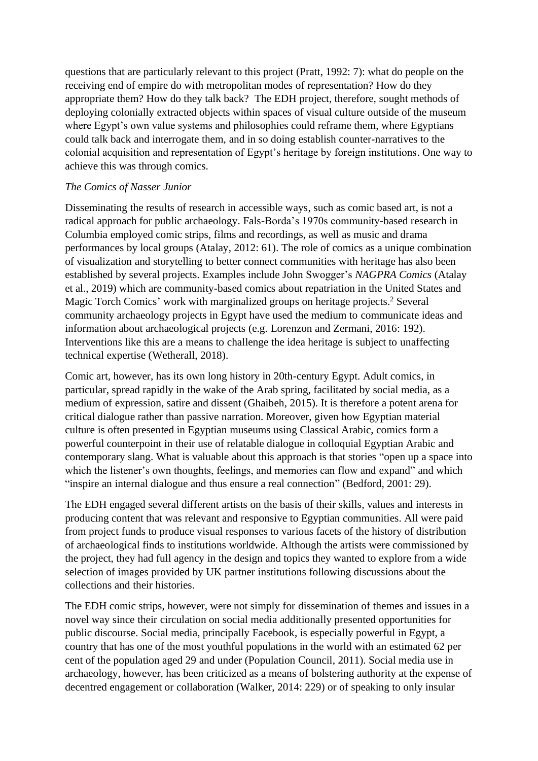questions that are particularly relevant to this project (Pratt, 1992: 7): what do people on the receiving end of empire do with metropolitan modes of representation? How do they appropriate them? How do they talk back? The EDH project, therefore, sought methods of deploying colonially extracted objects within spaces of visual culture outside of the museum where Egypt's own value systems and philosophies could reframe them, where Egyptians could talk back and interrogate them, and in so doing establish counter-narratives to the colonial acquisition and representation of Egypt's heritage by foreign institutions. One way to achieve this was through comics.

*The Comics of Nasser Junior*

Disseminating the results of research in accessible ways, such as comic based art, is not a radical approach for public archaeology. Fals-Borda's 1970s community-based research in Columbia employed comic strips, films and recordings, as well as music and drama performances by local groups (Atalay, 2012: 61). The role of comics as a unique combination of visualization and storytelling to better connect communities with heritage has also been established by several projects. Examples include John Swogger's *NAGPRA Comics* (Atalay et al., 2019) which are community-based comics about repatriation in the United States and Magic Torch Comics' work with marginalized groups on heritage projects.[2] Several community archaeology projects in Egypt have used the medium to communicate ideas and information about archaeological projects (e.g. Lorenzon and Zermani, 2016: 192). Interventions like this are a means to challenge the idea heritage is subject to unaffecting technical expertise (Wetherall, 2018).

Comic art, however, has its own long history in 20th-century Egypt. Adult comics, in particular, spread rapidly in the wake of the Arab spring, facilitated by social media, as a medium of expression, satire and dissent (Ghaibeh, 2015). It is therefore a potent arena for critical dialogue rather than passive narration. Moreover, given how Egyptian material culture is often presented in Egyptian museums using Classical Arabic, comics form a powerful counterpoint in their use of relatable dialogue in colloquial Egyptian Arabic and contemporary slang. What is valuable about this approach is that stories "open up a space into which the listener's own thoughts, feelings, and memories can flow and expand" and which "inspire an internal dialogue and thus ensure a real connection" (Bedford, 2001: 29).

The EDH engaged several different artists on the basis of their skills, values and interests in producing content that was relevant and responsive to Egyptian communities. All were paid from project funds to produce visual responses to various facets of the history of distribution of archaeological finds to institutions worldwide. Although the artists were commissioned by the project, they had full agency in the design and topics they wanted to explore from a wide selection of images provided by UK partner institutions following discussions about the collections and their histories.

The EDH comic strips, however, were not simply for dissemination of themes and issues in a novel way since their circulation on social media additionally presented opportunities for public discourse. Social media, principally Facebook, is especially powerful in Egypt, a country that has one of the most youthful populations in the world with an estimated 62 per cent of the population aged 29 and under (Population Council, 2011). Social media use in archaeology, however, has been criticized as a means of bolstering authority at the expense of decentred engagement or collaboration (Walker, 2014: 229) or of speaking to only insular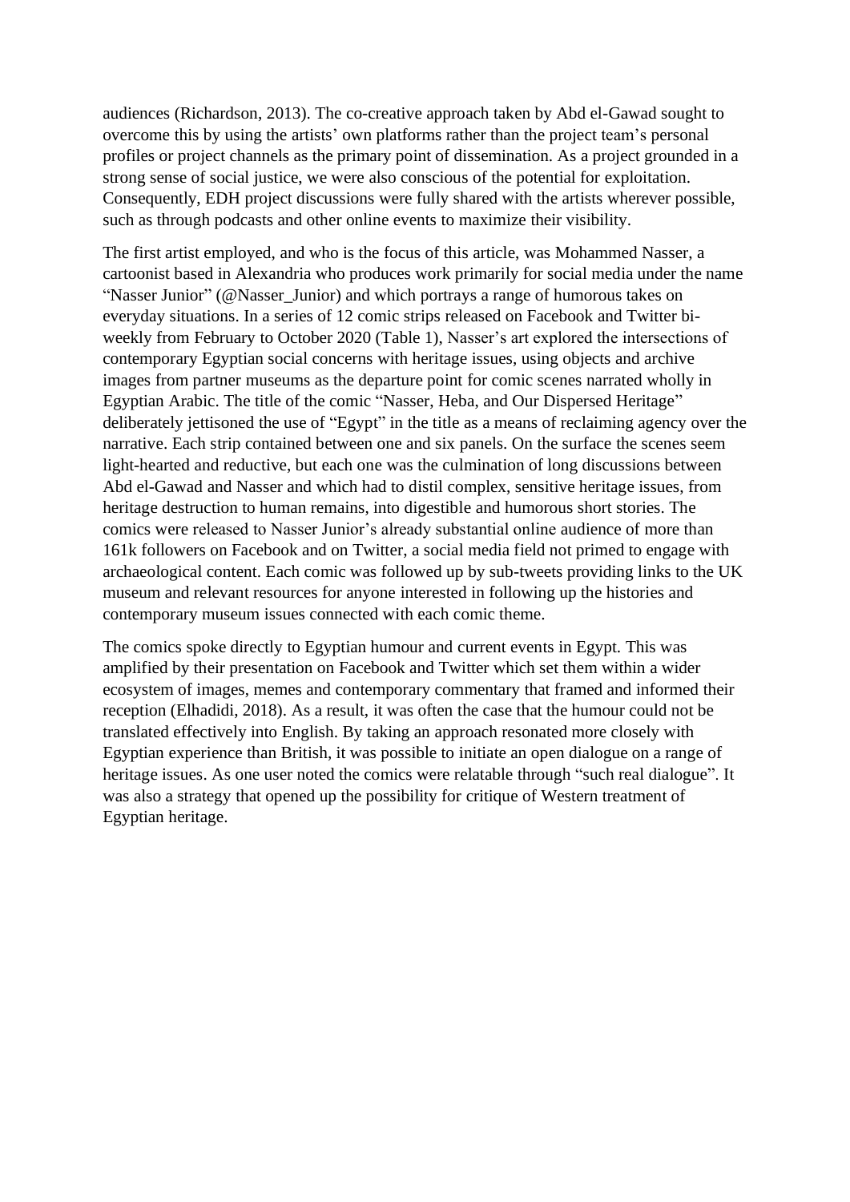audiences (Richardson, 2013). The co-creative approach taken by Abd el-Gawad sought to overcome this by using the artists' own platforms rather than the project team's personal profiles or project channels as the primary point of dissemination. As a project grounded in a strong sense of social justice, we were also conscious of the potential for exploitation. Consequently, EDH project discussions were fully shared with the artists wherever possible, such as through podcasts and other online events to maximize their visibility.

The first artist employed, and who is the focus of this article, was Mohammed Nasser, a cartoonist based in Alexandria who produces work primarily for social media under the name "Nasser Junior" (@Nasser_Junior) and which portrays a range of humorous takes on everyday situations. In a series of 12 comic strips released on Facebook and Twitter bi-weekly from February to October 2020 (Table 1), Nasser's art explored the intersections of contemporary Egyptian social concerns with heritage issues, using objects and archive images from partner museums as the departure point for comic scenes narrated wholly in Egyptian Arabic. The title of the comic "Nasser, Heba, and Our Dispersed Heritage" deliberately jettisoned the use of "Egypt" in the title as a means of reclaiming agency over the narrative. Each strip contained between one and six panels. On the surface the scenes seem light-hearted and reductive, but each one was the culmination of long discussions between Abd el-Gawad and Nasser and which had to distil complex, sensitive heritage issues, from heritage destruction to human remains, into digestible and humorous short stories. The comics were released to Nasser Junior's already substantial online audience of more than 161k followers on Facebook and on Twitter, a social media field not primed to engage with archaeological content. Each comic was followed up by sub-tweets providing links to the UK museum and relevant resources for anyone interested in following up the histories and contemporary museum issues connected with each comic theme.

The comics spoke directly to Egyptian humour and current events in Egypt. This was amplified by their presentation on Facebook and Twitter which set them within a wider ecosystem of images, memes and contemporary commentary that framed and informed their reception (Elhadidi, 2018). As a result, it was often the case that the humour could not be translated effectively into English. By taking an approach resonated more closely with Egyptian experience than British, it was possible to initiate an open dialogue on a range of heritage issues. As one user noted the comics were relatable through "such real dialogue". It was also a strategy that opened up the possibility for critique of Western treatment of Egyptian heritage.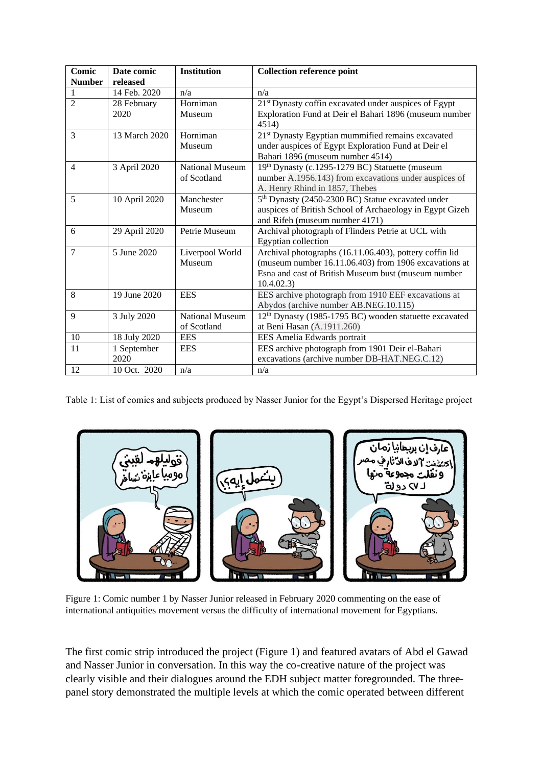| Comic Number | Date comic released | Institution | Collection reference point |
|---|---|---|---|
| 1 | 14 Feb. 2020 | n/a | n/a |
| 2 | 28 February 2020 | Horniman Museum | 21st Dynasty coffin excavated under auspices of Egypt Exploration Fund at Deir el Bahari 1896 (museum number 4514) |
| 3 | 13 March 2020 | Horniman Museum | 21st Dynasty Egyptian mummified remains excavated under auspices of Egypt Exploration Fund at Deir el Bahari 1896 (museum number 4514) |
| 4 | 3 April 2020 | National Museum of Scotland | 19th Dynasty (c.1295-1279 BC) Statuette (museum number A.1956.143) from excavations under auspices of A. Henry Rhind in 1857, Thebes |
| 5 | 10 April 2020 | Manchester Museum | 5th Dynasty (2450-2300 BC) Statue excavated under auspices of British School of Archaeology in Egypt Gizeh and Rifeh (museum number 4171) |
| 6 | 29 April 2020 | Petrie Museum | Archival photograph of Flinders Petrie at UCL with Egyptian collection |
| 7 | 5 June 2020 | Liverpool World Museum | Archival photographs (16.11.06.403), pottery coffin lid (museum number 16.11.06.403) from 1906 excavations at Esna and cast of British Museum bust (museum number 10.4.02.3) |
| 8 | 19 June 2020 | EES | EES archive photograph from 1910 EEF excavations at Abydos (archive number AB.NEG.10.115) |
| 9 | 3 July 2020 | National Museum of Scotland | 12th Dynasty (1985-1795 BC) wooden statuette excavated at Beni Hasan (A.1911.260) |
| 10 | 18 July 2020 | EES | EES Amelia Edwards portrait |
| 11 | 1 September 2020 | EES | EES archive photograph from 1901 Deir el-Bahari excavations (archive number DB-HAT.NEG.C.12) |
| 12 | 10 Oct. 2020 | n/a | n/a |

Table 1: List of comics and subjects produced by Nasser Junior for the Egypt's Dispersed Heritage project

Figure 1: Comic number 1 by Nasser Junior released in February 2020 commenting on the ease of international antiquities movement versus the difficulty of international movement for Egyptians.

The first comic strip introduced the project (Figure 1) and featured avatars of Abd el Gawad and Nasser Junior in conversation. In this way the co-creative nature of the project was clearly visible and their dialogues around the EDH subject matter foregrounded. The three-panel story demonstrated the multiple levels at which the comic operated between different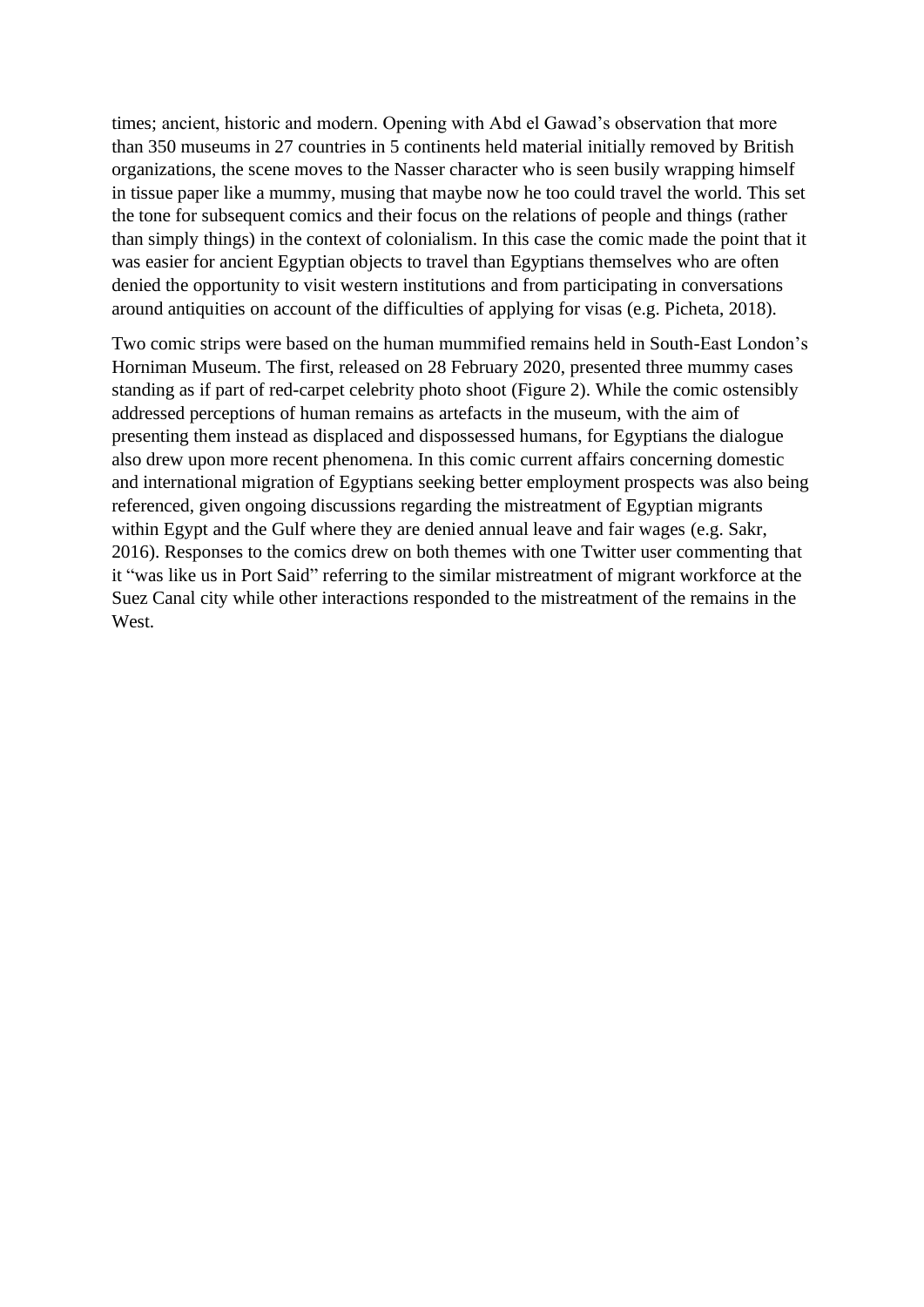times; ancient, historic and modern. Opening with Abd el Gawad's observation that more than 350 museums in 27 countries in 5 continents held material initially removed by British organizations, the scene moves to the Nasser character who is seen busily wrapping himself in tissue paper like a mummy, musing that maybe now he too could travel the world. This set the tone for subsequent comics and their focus on the relations of people and things (rather than simply things) in the context of colonialism. In this case the comic made the point that it was easier for ancient Egyptian objects to travel than Egyptians themselves who are often denied the opportunity to visit western institutions and from participating in conversations around antiquities on account of the difficulties of applying for visas (e.g. Picheta, 2018).

Two comic strips were based on the human mummified remains held in South-East London's Horniman Museum. The first, released on 28 February 2020, presented three mummy cases standing as if part of red-carpet celebrity photo shoot (Figure 2). While the comic ostensibly addressed perceptions of human remains as artefacts in the museum, with the aim of presenting them instead as displaced and dispossessed humans, for Egyptians the dialogue also drew upon more recent phenomena. In this comic current affairs concerning domestic and international migration of Egyptians seeking better employment prospects was also being referenced, given ongoing discussions regarding the mistreatment of Egyptian migrants within Egypt and the Gulf where they are denied annual leave and fair wages (e.g. Sakr, 2016). Responses to the comics drew on both themes with one Twitter user commenting that it "was like us in Port Said" referring to the similar mistreatment of migrant workforce at the Suez Canal city while other interactions responded to the mistreatment of the remains in the West.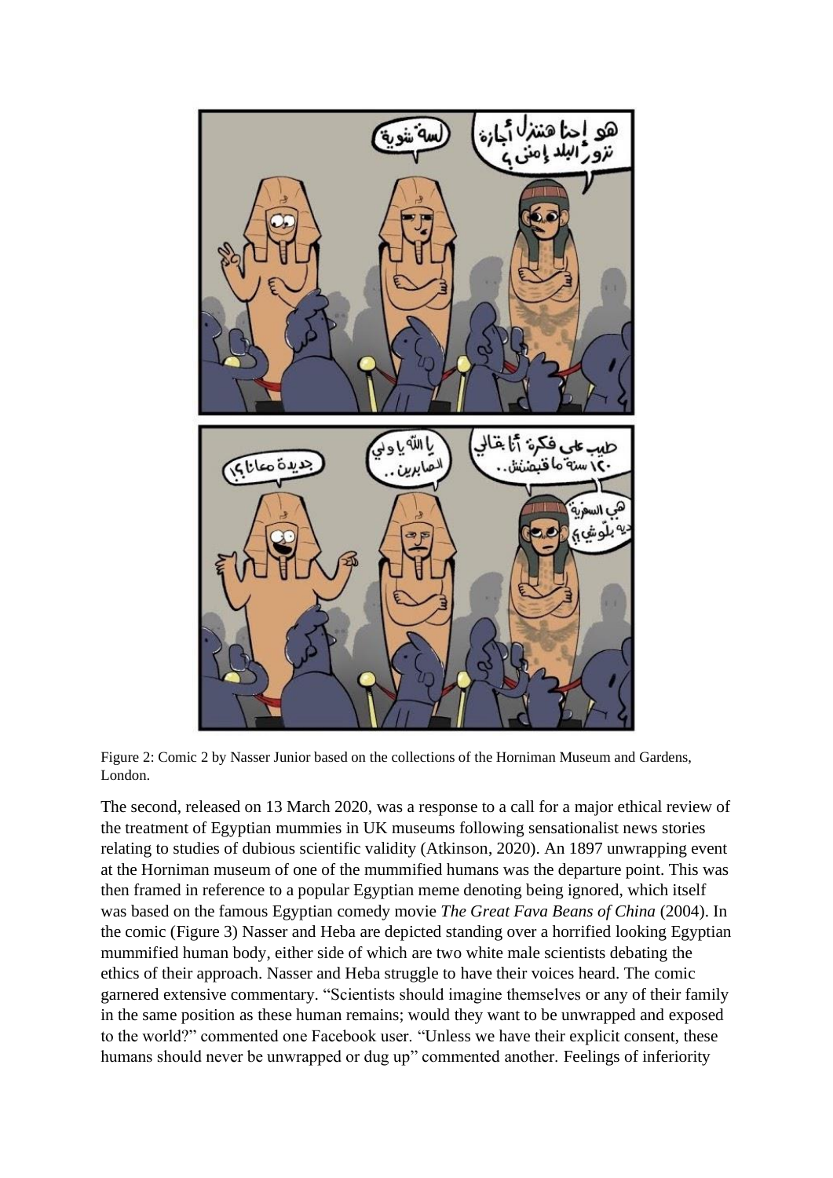Figure 2: Comic 2 by Nasser Junior based on the collections of the Horniman Museum and Gardens, London.

The second, released on 13 March 2020, was a response to a call for a major ethical review of the treatment of Egyptian mummies in UK museums following sensationalist news stories relating to studies of dubious scientific validity (Atkinson, 2020). An 1897 unwrapping event at the Horniman museum of one of the mummified humans was the departure point. This was then framed in reference to a popular Egyptian meme denoting being ignored, which itself was based on the famous Egyptian comedy movie *The Great Fava Beans of China* (2004). In the comic (Figure 3) Nasser and Heba are depicted standing over a horrified looking Egyptian mummified human body, either side of which are two white male scientists debating the ethics of their approach. Nasser and Heba struggle to have their voices heard. The comic garnered extensive commentary. "Scientists should imagine themselves or any of their family in the same position as these human remains; would they want to be unwrapped and exposed to the world?" commented one Facebook user. "Unless we have their explicit consent, these humans should never be unwrapped or dug up" commented another. Feelings of inferiority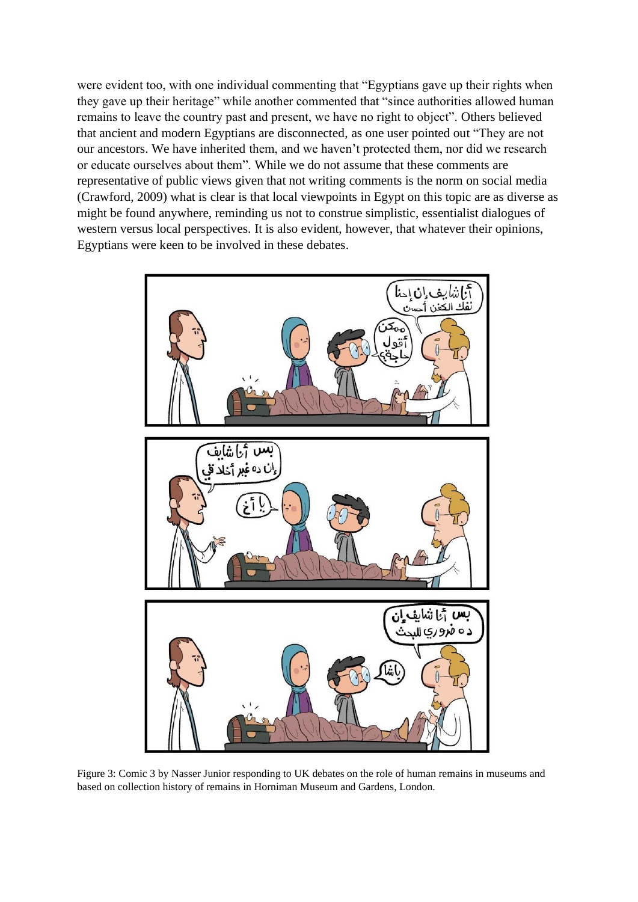were evident too, with one individual commenting that "Egyptians gave up their rights when they gave up their heritage" while another commented that "since authorities allowed human remains to leave the country past and present, we have no right to object". Others believed that ancient and modern Egyptians are disconnected, as one user pointed out "They are not our ancestors. We have inherited them, and we haven't protected them, nor did we research or educate ourselves about them". While we do not assume that these comments are representative of public views given that not writing comments is the norm on social media (Crawford, 2009) what is clear is that local viewpoints in Egypt on this topic are as diverse as might be found anywhere, reminding us not to construe simplistic, essentialist dialogues of western versus local perspectives. It is also evident, however, that whatever their opinions, Egyptians were keen to be involved in these debates.

Figure 3: Comic 3 by Nasser Junior responding to UK debates on the role of human remains in museums and based on collection history of remains in Horniman Museum and Gardens, London.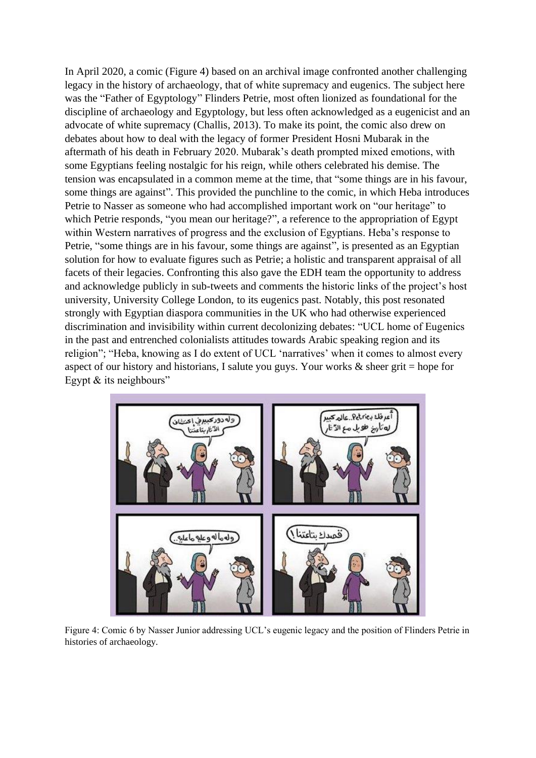In April 2020, a comic (Figure 4) based on an archival image confronted another challenging legacy in the history of archaeology, that of white supremacy and eugenics. The subject here was the "Father of Egyptology" Flinders Petrie, most often lionized as foundational for the discipline of archaeology and Egyptology, but less often acknowledged as a eugenicist and an advocate of white supremacy (Challis, 2013). To make its point, the comic also drew on debates about how to deal with the legacy of former President Hosni Mubarak in the aftermath of his death in February 2020. Mubarak's death prompted mixed emotions, with some Egyptians feeling nostalgic for his reign, while others celebrated his demise. The tension was encapsulated in a common meme at the time, that "some things are in his favour, some things are against". This provided the punchline to the comic, in which Heba introduces Petrie to Nasser as someone who had accomplished important work on "our heritage" to which Petrie responds, "you mean our heritage?", a reference to the appropriation of Egypt within Western narratives of progress and the exclusion of Egyptians. Heba's response to Petrie, "some things are in his favour, some things are against", is presented as an Egyptian solution for how to evaluate figures such as Petrie; a holistic and transparent appraisal of all facets of their legacies. Confronting this also gave the EDH team the opportunity to address and acknowledge publicly in sub-tweets and comments the historic links of the project's host university, University College London, to its eugenics past. Notably, this post resonated strongly with Egyptian diaspora communities in the UK who had otherwise experienced discrimination and invisibility within current decolonizing debates: "UCL home of Eugenics in the past and entrenched colonialists attitudes towards Arabic speaking region and its religion"; "Heba, knowing as I do extent of UCL 'narratives' when it comes to almost every aspect of our history and historians, I salute you guys. Your works & sheer grit = hope for Egypt & its neighbours"

Figure 4: Comic 6 by Nasser Junior addressing UCL's eugenic legacy and the position of Flinders Petrie in histories of archaeology.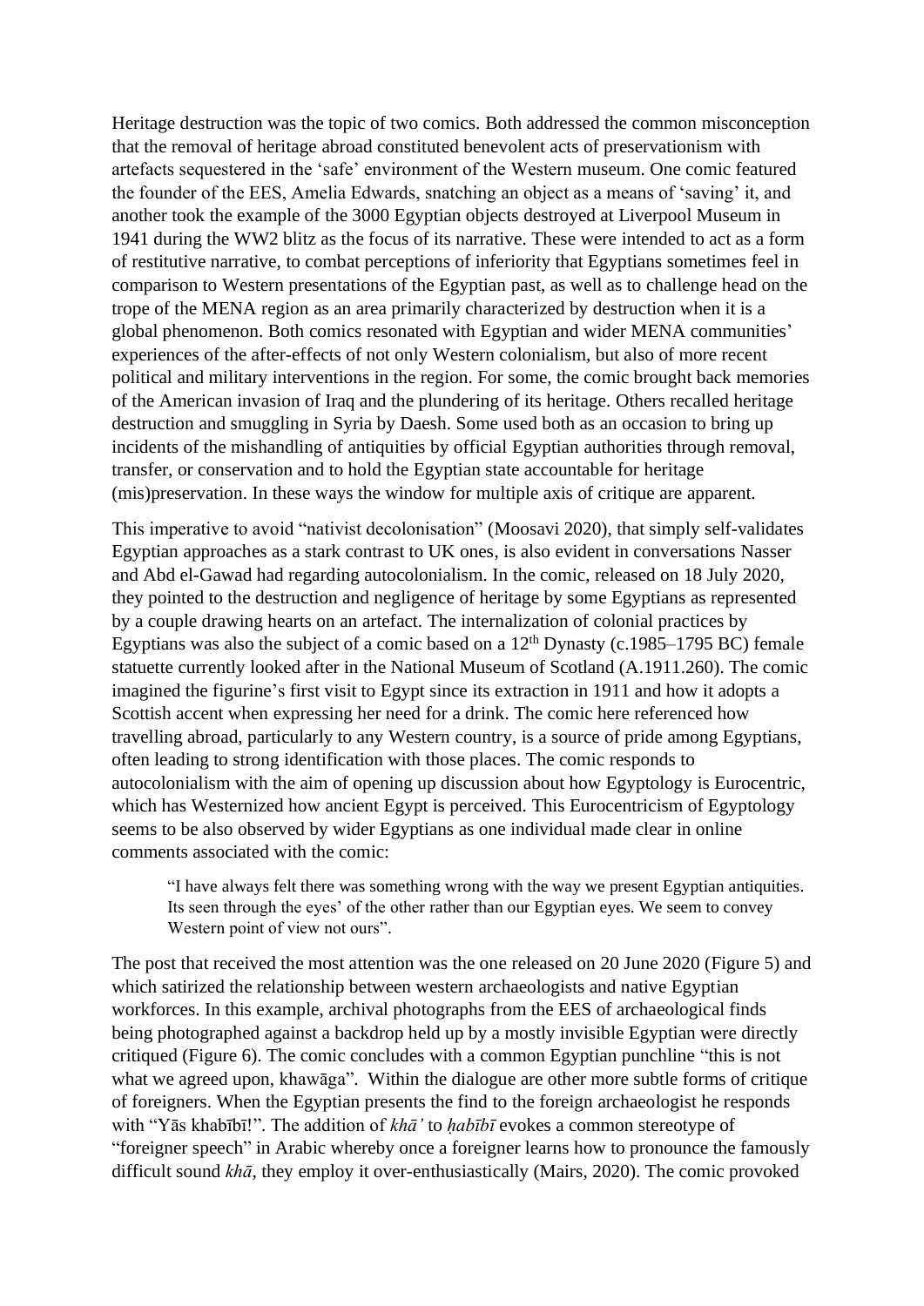Heritage destruction was the topic of two comics. Both addressed the common misconception that the removal of heritage abroad constituted benevolent acts of preservationism with artefacts sequestered in the 'safe' environment of the Western museum. One comic featured the founder of the EES, Amelia Edwards, snatching an object as a means of 'saving' it, and another took the example of the 3000 Egyptian objects destroyed at Liverpool Museum in 1941 during the WW2 blitz as the focus of its narrative. These were intended to act as a form of restitutive narrative, to combat perceptions of inferiority that Egyptians sometimes feel in comparison to Western presentations of the Egyptian past, as well as to challenge head on the trope of the MENA region as an area primarily characterized by destruction when it is a global phenomenon. Both comics resonated with Egyptian and wider MENA communities' experiences of the after-effects of not only Western colonialism, but also of more recent political and military interventions in the region. For some, the comic brought back memories of the American invasion of Iraq and the plundering of its heritage. Others recalled heritage destruction and smuggling in Syria by Daesh. Some used both as an occasion to bring up incidents of the mishandling of antiquities by official Egyptian authorities through removal, transfer, or conservation and to hold the Egyptian state accountable for heritage (mis)preservation. In these ways the window for multiple axis of critique are apparent.

This imperative to avoid "nativist decolonisation" (Moosavi 2020), that simply self-validates Egyptian approaches as a stark contrast to UK ones, is also evident in conversations Nasser and Abd el-Gawad had regarding autocolonialism. In the comic, released on 18 July 2020, they pointed to the destruction and negligence of heritage by some Egyptians as represented by a couple drawing hearts on an artefact. The internalization of colonial practices by Egyptians was also the subject of a comic based on a 12th Dynasty (c.1985–1795 BC) female statuette currently looked after in the National Museum of Scotland (A.1911.260). The comic imagined the figurine's first visit to Egypt since its extraction in 1911 and how it adopts a Scottish accent when expressing her need for a drink. The comic here referenced how travelling abroad, particularly to any Western country, is a source of pride among Egyptians, often leading to strong identification with those places. The comic responds to autocolonialism with the aim of opening up discussion about how Egyptology is Eurocentric, which has Westernized how ancient Egypt is perceived. This Eurocentricism of Egyptology seems to be also observed by wider Egyptians as one individual made clear in online comments associated with the comic:

> "I have always felt there was something wrong with the way we present Egyptian antiquities. Its seen through the eyes' of the other rather than our Egyptian eyes. We seem to convey Western point of view not ours".

The post that received the most attention was the one released on 20 June 2020 (Figure 5) and which satirized the relationship between western archaeologists and native Egyptian workforces. In this example, archival photographs from the EES of archaeological finds being photographed against a backdrop held up by a mostly invisible Egyptian were directly critiqued (Figure 6). The comic concludes with a common Egyptian punchline "this is not what we agreed upon, khawāga". Within the dialogue are other more subtle forms of critique of foreigners. When the Egyptian presents the find to the foreign archaeologist he responds with "Yās khabībī!". The addition of *khā'* to *ḥabībī* evokes a common stereotype of "foreigner speech" in Arabic whereby once a foreigner learns how to pronounce the famously difficult sound *khā*, they employ it over-enthusiastically (Mairs, 2020). The comic provoked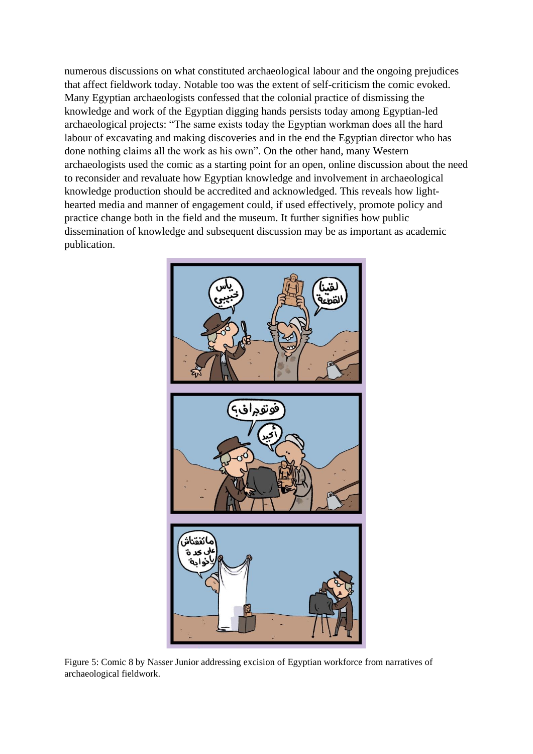numerous discussions on what constituted archaeological labour and the ongoing prejudices that affect fieldwork today. Notable too was the extent of self-criticism the comic evoked. Many Egyptian archaeologists confessed that the colonial practice of dismissing the knowledge and work of the Egyptian digging hands persists today among Egyptian-led archaeological projects: "The same exists today the Egyptian workman does all the hard labour of excavating and making discoveries and in the end the Egyptian director who has done nothing claims all the work as his own". On the other hand, many Western archaeologists used the comic as a starting point for an open, online discussion about the need to reconsider and revaluate how Egyptian knowledge and involvement in archaeological knowledge production should be accredited and acknowledged. This reveals how light-hearted media and manner of engagement could, if used effectively, promote policy and practice change both in the field and the museum. It further signifies how public dissemination of knowledge and subsequent discussion may be as important as academic publication.

Figure 5: Comic 8 by Nasser Junior addressing excision of Egyptian workforce from narratives of archaeological fieldwork.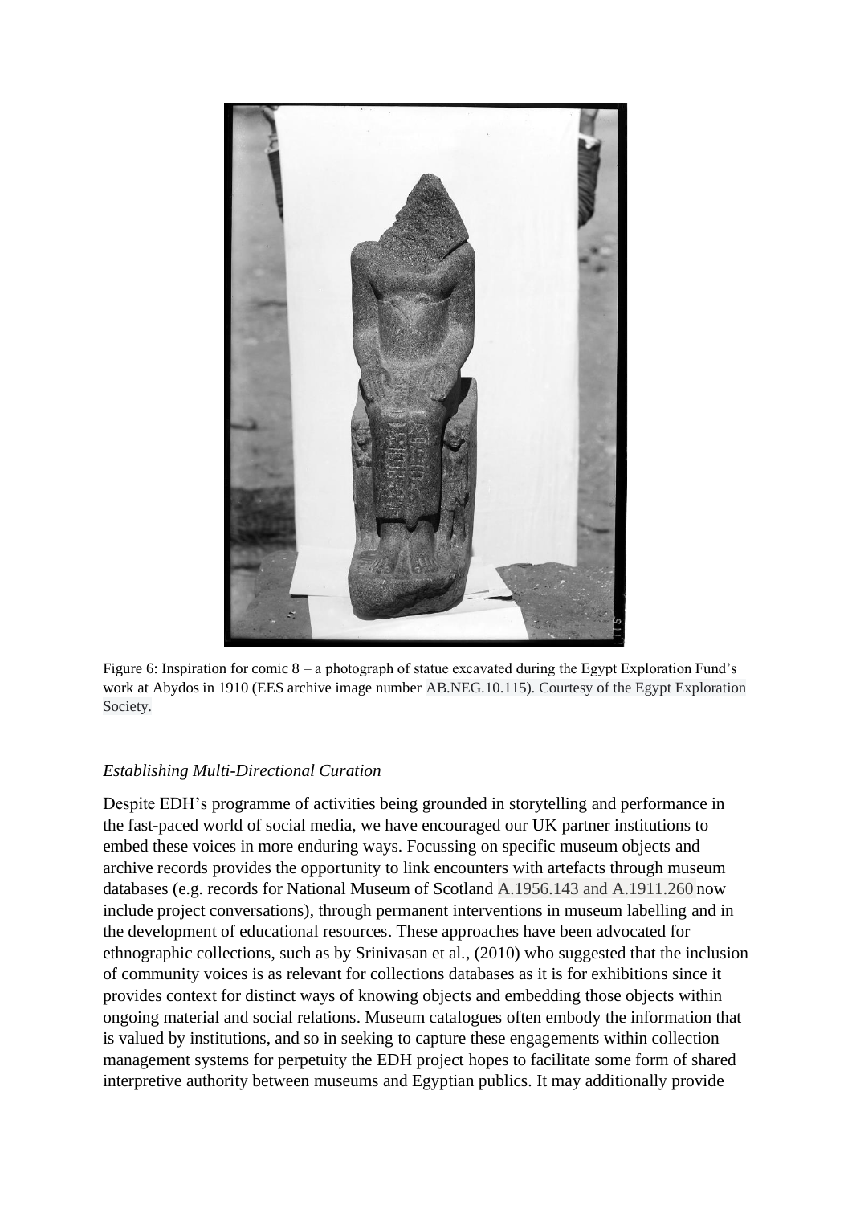Figure 6: Inspiration for comic 8 – a photograph of statue excavated during the Egypt Exploration Fund's work at Abydos in 1910 (EES archive image number AB.NEG.10.115). Courtesy of the Egypt Exploration Society.

### *Establishing Multi-Directional Curation*

Despite EDH's programme of activities being grounded in storytelling and performance in the fast-paced world of social media, we have encouraged our UK partner institutions to embed these voices in more enduring ways. Focussing on specific museum objects and archive records provides the opportunity to link encounters with artefacts through museum databases (e.g. records for National Museum of Scotland A.1956.143 and A.1911.260 now include project conversations), through permanent interventions in museum labelling and in the development of educational resources. These approaches have been advocated for ethnographic collections, such as by Srinivasan et al., (2010) who suggested that the inclusion of community voices is as relevant for collections databases as it is for exhibitions since it provides context for distinct ways of knowing objects and embedding those objects within ongoing material and social relations. Museum catalogues often embody the information that is valued by institutions, and so in seeking to capture these engagements within collection management systems for perpetuity the EDH project hopes to facilitate some form of shared interpretive authority between museums and Egyptian publics. It may additionally provide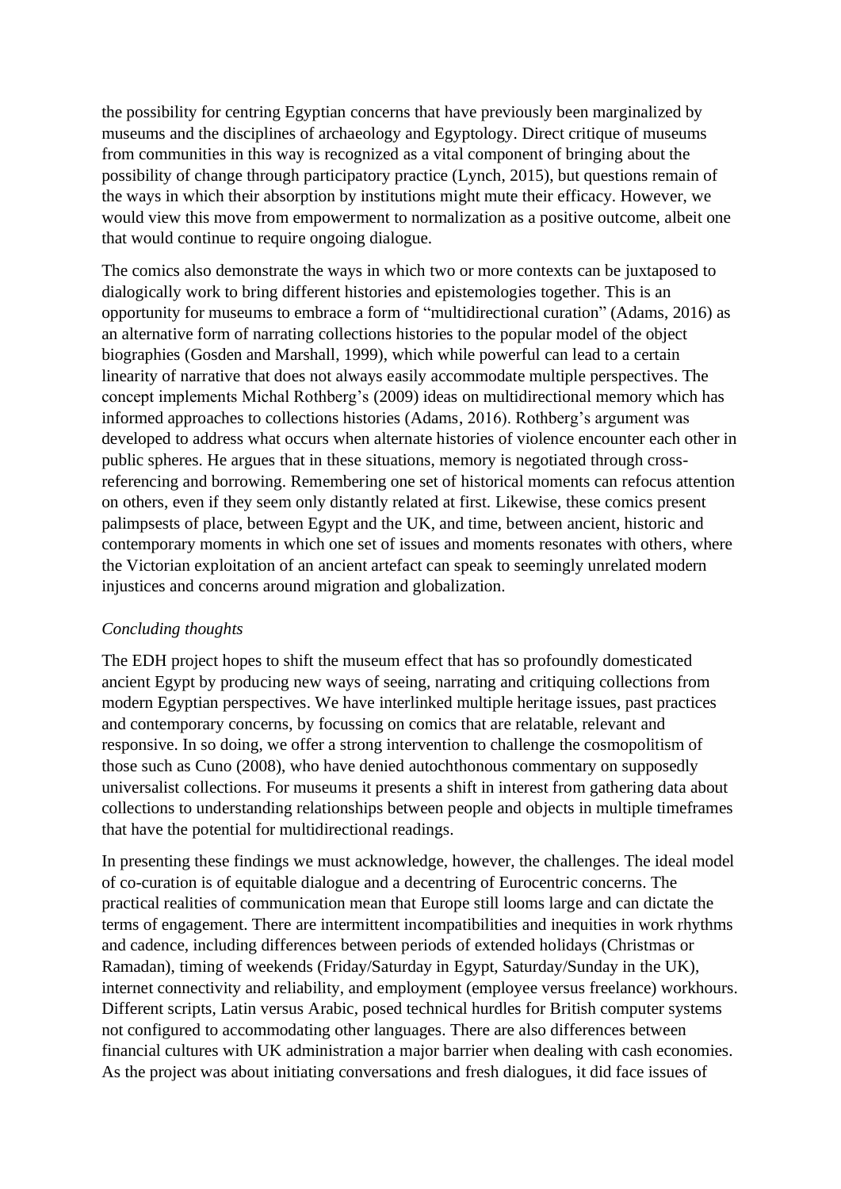the possibility for centring Egyptian concerns that have previously been marginalized by museums and the disciplines of archaeology and Egyptology. Direct critique of museums from communities in this way is recognized as a vital component of bringing about the possibility of change through participatory practice (Lynch, 2015), but questions remain of the ways in which their absorption by institutions might mute their efficacy. However, we would view this move from empowerment to normalization as a positive outcome, albeit one that would continue to require ongoing dialogue.

The comics also demonstrate the ways in which two or more contexts can be juxtaposed to dialogically work to bring different histories and epistemologies together. This is an opportunity for museums to embrace a form of "multidirectional curation" (Adams, 2016) as an alternative form of narrating collections histories to the popular model of the object biographies (Gosden and Marshall, 1999), which while powerful can lead to a certain linearity of narrative that does not always easily accommodate multiple perspectives. The concept implements Michal Rothberg's (2009) ideas on multidirectional memory which has informed approaches to collections histories (Adams, 2016). Rothberg's argument was developed to address what occurs when alternate histories of violence encounter each other in public spheres. He argues that in these situations, memory is negotiated through cross-referencing and borrowing. Remembering one set of historical moments can refocus attention on others, even if they seem only distantly related at first. Likewise, these comics present palimpsests of place, between Egypt and the UK, and time, between ancient, historic and contemporary moments in which one set of issues and moments resonates with others, where the Victorian exploitation of an ancient artefact can speak to seemingly unrelated modern injustices and concerns around migration and globalization.

*Concluding thoughts*

The EDH project hopes to shift the museum effect that has so profoundly domesticated ancient Egypt by producing new ways of seeing, narrating and critiquing collections from modern Egyptian perspectives. We have interlinked multiple heritage issues, past practices and contemporary concerns, by focussing on comics that are relatable, relevant and responsive. In so doing, we offer a strong intervention to challenge the cosmopolitism of those such as Cuno (2008), who have denied autochthonous commentary on supposedly universalist collections. For museums it presents a shift in interest from gathering data about collections to understanding relationships between people and objects in multiple timeframes that have the potential for multidirectional readings.

In presenting these findings we must acknowledge, however, the challenges. The ideal model of co-curation is of equitable dialogue and a decentring of Eurocentric concerns. The practical realities of communication mean that Europe still looms large and can dictate the terms of engagement. There are intermittent incompatibilities and inequities in work rhythms and cadence, including differences between periods of extended holidays (Christmas or Ramadan), timing of weekends (Friday/Saturday in Egypt, Saturday/Sunday in the UK), internet connectivity and reliability, and employment (employee versus freelance) workhours. Different scripts, Latin versus Arabic, posed technical hurdles for British computer systems not configured to accommodating other languages. There are also differences between financial cultures with UK administration a major barrier when dealing with cash economies. As the project was about initiating conversations and fresh dialogues, it did face issues of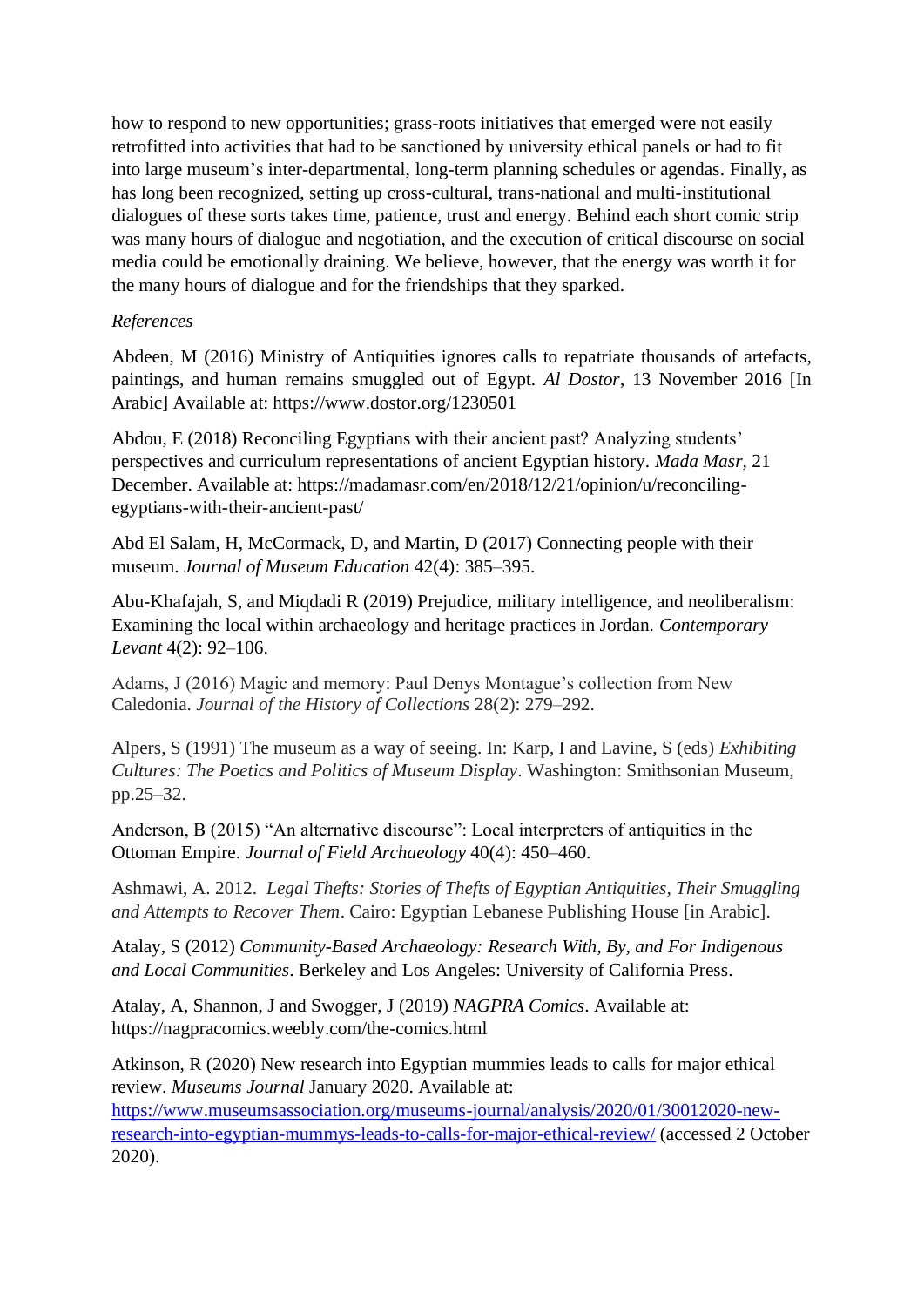how to respond to new opportunities; grass-roots initiatives that emerged were not easily retrofitted into activities that had to be sanctioned by university ethical panels or had to fit into large museum's inter-departmental, long-term planning schedules or agendas. Finally, as has long been recognized, setting up cross-cultural, trans-national and multi-institutional dialogues of these sorts takes time, patience, trust and energy. Behind each short comic strip was many hours of dialogue and negotiation, and the execution of critical discourse on social media could be emotionally draining. We believe, however, that the energy was worth it for the many hours of dialogue and for the friendships that they sparked.

*References*

Abdeen, M (2016) Ministry of Antiquities ignores calls to repatriate thousands of artefacts, paintings, and human remains smuggled out of Egypt. *Al Dostor*, 13 November 2016 [In Arabic] Available at: https://www.dostor.org/1230501

Abdou, E (2018) Reconciling Egyptians with their ancient past? Analyzing students' perspectives and curriculum representations of ancient Egyptian history. *Mada Masr*, 21 December. Available at: https://madamasr.com/en/2018/12/21/opinion/u/reconciling-egyptians-with-their-ancient-past/

Abd El Salam, H, McCormack, D, and Martin, D (2017) Connecting people with their museum. *Journal of Museum Education* 42(4): 385–395.

Abu-Khafajah, S, and Miqdadi R (2019) Prejudice, military intelligence, and neoliberalism: Examining the local within archaeology and heritage practices in Jordan. *Contemporary Levant* 4(2): 92–106.

Adams, J (2016) Magic and memory: Paul Denys Montague's collection from New Caledonia. *Journal of the History of Collections* 28(2): 279–292.

Alpers, S (1991) The museum as a way of seeing. In: Karp, I and Lavine, S (eds) *Exhibiting Cultures: The Poetics and Politics of Museum Display*. Washington: Smithsonian Museum, pp.25–32.

Anderson, B (2015) "An alternative discourse": Local interpreters of antiquities in the Ottoman Empire. *Journal of Field Archaeology* 40(4): 450–460.

Ashmawi, A. 2012. *Legal Thefts: Stories of Thefts of Egyptian Antiquities, Their Smuggling and Attempts to Recover Them*. Cairo: Egyptian Lebanese Publishing House [in Arabic].

Atalay, S (2012) *Community-Based Archaeology: Research With, By, and For Indigenous and Local Communities*. Berkeley and Los Angeles: University of California Press.

Atalay, A, Shannon, J and Swogger, J (2019) *NAGPRA Comics*. Available at: https://nagpracomics.weebly.com/the-comics.html

Atkinson, R (2020) New research into Egyptian mummies leads to calls for major ethical review. *Museums Journal* January 2020. Available at: https://www.museumsassociation.org/museums-journal/analysis/2020/01/30012020-new-research-into-egyptian-mummys-leads-to-calls-for-major-ethical-review/ (accessed 2 October 2020).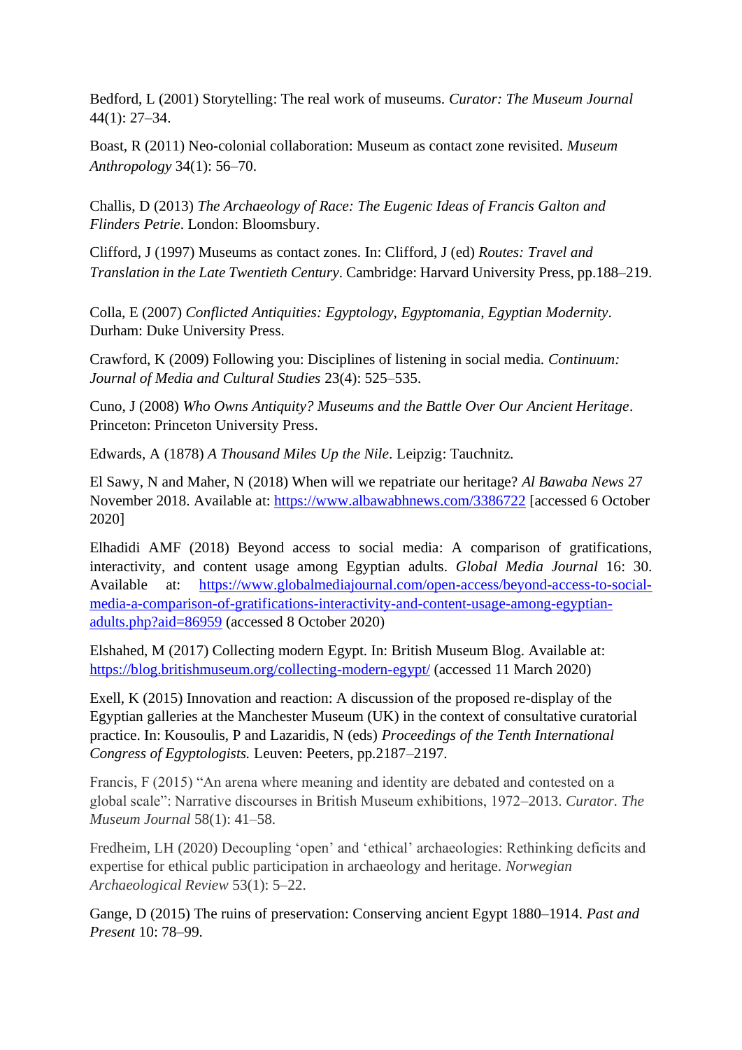Bedford, L (2001) Storytelling: The real work of museums. *Curator: The Museum Journal* 44(1): 27–34.

Boast, R (2011) Neo-colonial collaboration: Museum as contact zone revisited. *Museum Anthropology* 34(1): 56–70.

Challis, D (2013) *The Archaeology of Race: The Eugenic Ideas of Francis Galton and Flinders Petrie*. London: Bloomsbury.

Clifford, J (1997) Museums as contact zones. In: Clifford, J (ed) *Routes: Travel and Translation in the Late Twentieth Century*. Cambridge: Harvard University Press, pp.188–219.

Colla, E (2007) *Conflicted Antiquities: Egyptology, Egyptomania, Egyptian Modernity*. Durham: Duke University Press.

Crawford, K (2009) Following you: Disciplines of listening in social media. *Continuum: Journal of Media and Cultural Studies* 23(4): 525–535.

Cuno, J (2008) *Who Owns Antiquity? Museums and the Battle Over Our Ancient Heritage*. Princeton: Princeton University Press.

Edwards, A (1878) *A Thousand Miles Up the Nile*. Leipzig: Tauchnitz.

El Sawy, N and Maher, N (2018) When will we repatriate our heritage? *Al Bawaba News* 27 November 2018. Available at: https://www.albawabhnews.com/3386722 [accessed 6 October 2020]

Elhadidi AMF (2018) Beyond access to social media: A comparison of gratifications, interactivity, and content usage among Egyptian adults. *Global Media Journal* 16: 30. Available at: https://www.globalmediajournal.com/open-access/beyond-access-to-social-media-a-comparison-of-gratifications-interactivity-and-content-usage-among-egyptian-adults.php?aid=86959 (accessed 8 October 2020)

Elshahed, M (2017) Collecting modern Egypt. In: British Museum Blog. Available at: https://blog.britishmuseum.org/collecting-modern-egypt/ (accessed 11 March 2020)

Exell, K (2015) Innovation and reaction: A discussion of the proposed re-display of the Egyptian galleries at the Manchester Museum (UK) in the context of consultative curatorial practice. In: Kousoulis, P and Lazaridis, N (eds) *Proceedings of the Tenth International Congress of Egyptologists.* Leuven: Peeters, pp.2187–2197.

Francis, F (2015) "An arena where meaning and identity are debated and contested on a global scale": Narrative discourses in British Museum exhibitions, 1972–2013. *Curator. The Museum Journal* 58(1): 41–58.

Fredheim, LH (2020) Decoupling 'open' and 'ethical' archaeologies: Rethinking deficits and expertise for ethical public participation in archaeology and heritage. *Norwegian Archaeological Review* 53(1): 5–22.

Gange, D (2015) The ruins of preservation: Conserving ancient Egypt 1880–1914. *Past and Present* 10: 78–99.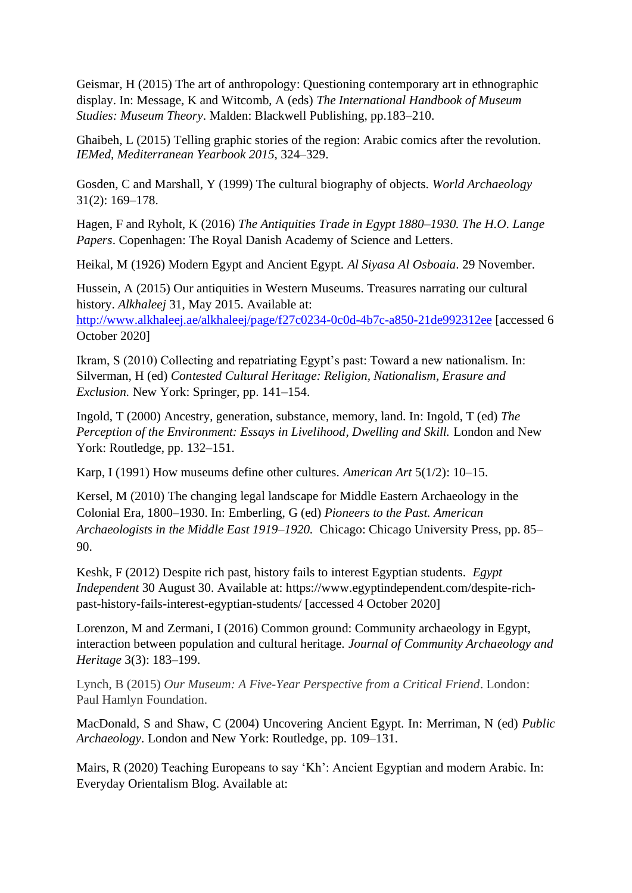Geismar, H (2015) The art of anthropology: Questioning contemporary art in ethnographic display. In: Message, K and Witcomb, A (eds) *The International Handbook of Museum Studies: Museum Theory*. Malden: Blackwell Publishing, pp.183–210.

Ghaibeh, L (2015) Telling graphic stories of the region: Arabic comics after the revolution. *IEMed, Mediterranean Yearbook 2015*, 324–329.

Gosden, C and Marshall, Y (1999) The cultural biography of objects. *World Archaeology* 31(2): 169–178.

Hagen, F and Ryholt, K (2016) *The Antiquities Trade in Egypt 1880–1930. The H.O. Lange Papers*. Copenhagen: The Royal Danish Academy of Science and Letters.

Heikal, M (1926) Modern Egypt and Ancient Egypt. *Al Siyasa Al Osboaia*. 29 November.

Hussein, A (2015) Our antiquities in Western Museums. Treasures narrating our cultural history. *Alkhaleej* 31, May 2015. Available at: http://www.alkhaleej.ae/alkhaleej/page/f27c0234-0c0d-4b7c-a850-21de992312ee [accessed 6 October 2020]

Ikram, S (2010) Collecting and repatriating Egypt's past: Toward a new nationalism. In: Silverman, H (ed) *Contested Cultural Heritage: Religion, Nationalism, Erasure and Exclusion.* New York: Springer, pp. 141–154.

Ingold, T (2000) Ancestry, generation, substance, memory, land. In: Ingold, T (ed) *The Perception of the Environment: Essays in Livelihood, Dwelling and Skill.* London and New York: Routledge, pp. 132–151.

Karp, I (1991) How museums define other cultures. *American Art* 5(1/2): 10–15.

Kersel, M (2010) The changing legal landscape for Middle Eastern Archaeology in the Colonial Era, 1800–1930. In: Emberling, G (ed) *Pioneers to the Past. American Archaeologists in the Middle East 1919–1920.* Chicago: Chicago University Press, pp. 85–90.

Keshk, F (2012) Despite rich past, history fails to interest Egyptian students. *Egypt Independent* 30 August 30. Available at: https://www.egyptindependent.com/despite-rich-past-history-fails-interest-egyptian-students/ [accessed 4 October 2020]

Lorenzon, M and Zermani, I (2016) Common ground: Community archaeology in Egypt, interaction between population and cultural heritage. *Journal of Community Archaeology and Heritage* 3(3): 183–199.

Lynch, B (2015) *Our Museum: A Five-Year Perspective from a Critical Friend*. London: Paul Hamlyn Foundation.

MacDonald, S and Shaw, C (2004) Uncovering Ancient Egypt. In: Merriman, N (ed) *Public Archaeology*. London and New York: Routledge, pp. 109–131.

Mairs, R (2020) Teaching Europeans to say 'Kh': Ancient Egyptian and modern Arabic. In: Everyday Orientalism Blog. Available at: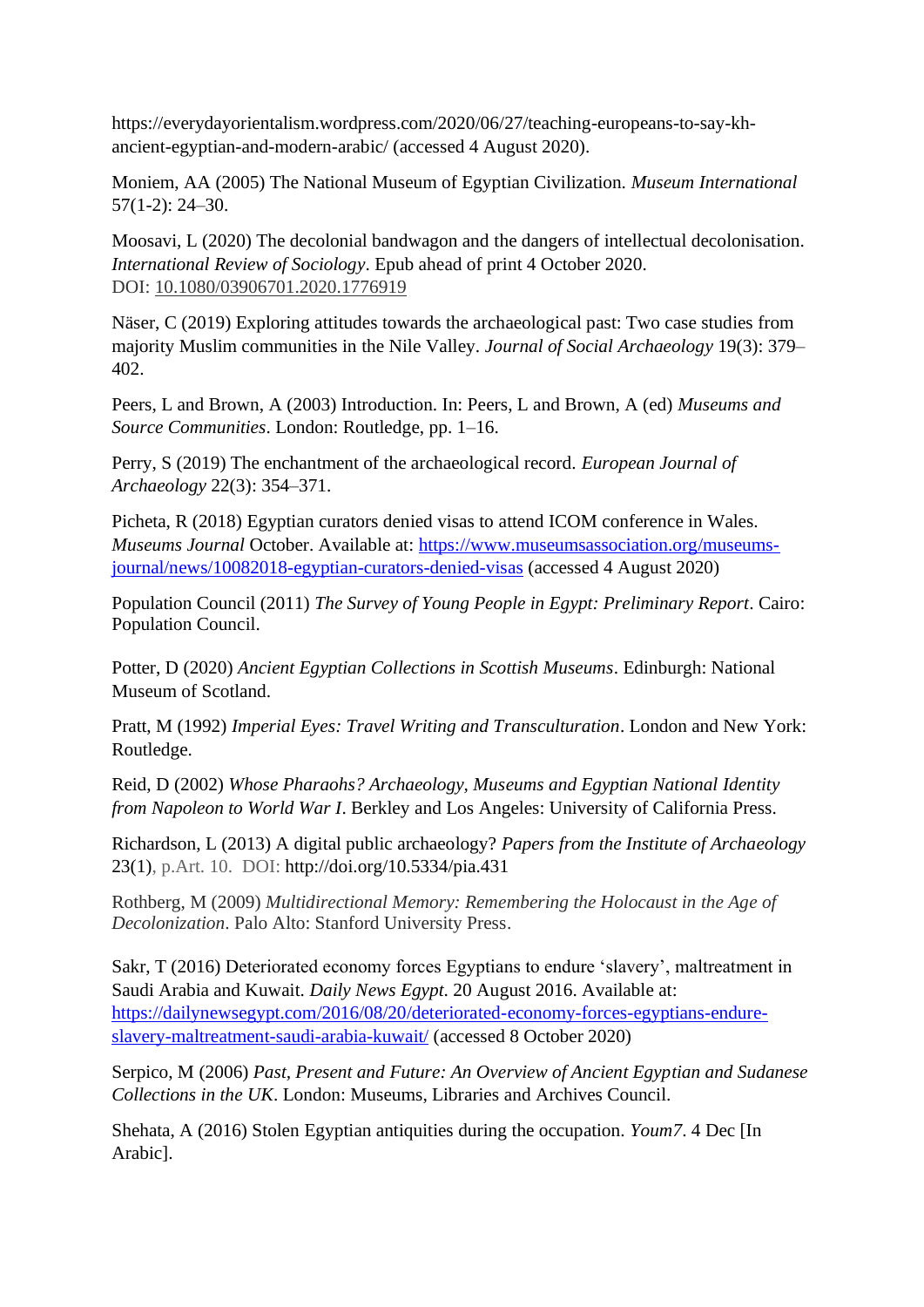https://everydayorientalism.wordpress.com/2020/06/27/teaching-europeans-to-say-kh-ancient-egyptian-and-modern-arabic/ (accessed 4 August 2020).

Moniem, AA (2005) The National Museum of Egyptian Civilization. *Museum International* 57(1-2): 24–30.

Moosavi, L (2020) The decolonial bandwagon and the dangers of intellectual decolonisation. *International Review of Sociology*. Epub ahead of print 4 October 2020. DOI: 10.1080/03906701.2020.1776919

Näser, C (2019) Exploring attitudes towards the archaeological past: Two case studies from majority Muslim communities in the Nile Valley. *Journal of Social Archaeology* 19(3): 379–402.

Peers, L and Brown, A (2003) Introduction. In: Peers, L and Brown, A (ed) *Museums and Source Communities*. London: Routledge, pp. 1–16.

Perry, S (2019) The enchantment of the archaeological record. *European Journal of Archaeology* 22(3): 354–371.

Picheta, R (2018) Egyptian curators denied visas to attend ICOM conference in Wales. *Museums Journal* October. Available at: https://www.museumsassociation.org/museums-journal/news/10082018-egyptian-curators-denied-visas (accessed 4 August 2020)

Population Council (2011) *The Survey of Young People in Egypt: Preliminary Report*. Cairo: Population Council.

Potter, D (2020) *Ancient Egyptian Collections in Scottish Museums*. Edinburgh: National Museum of Scotland.

Pratt, M (1992) *Imperial Eyes: Travel Writing and Transculturation*. London and New York: Routledge.

Reid, D (2002) *Whose Pharaohs? Archaeology, Museums and Egyptian National Identity from Napoleon to World War I*. Berkley and Los Angeles: University of California Press.

Richardson, L (2013) A digital public archaeology? *Papers from the Institute of Archaeology* 23(1), p.Art. 10. DOI: http://doi.org/10.5334/pia.431

Rothberg, M (2009) *Multidirectional Memory: Remembering the Holocaust in the Age of Decolonization*. Palo Alto: Stanford University Press.

Sakr, T (2016) Deteriorated economy forces Egyptians to endure 'slavery', maltreatment in Saudi Arabia and Kuwait. *Daily News Egypt*. 20 August 2016. Available at: https://dailynewsegypt.com/2016/08/20/deteriorated-economy-forces-egyptians-endure-slavery-maltreatment-saudi-arabia-kuwait/ (accessed 8 October 2020)

Serpico, M (2006) *Past, Present and Future: An Overview of Ancient Egyptian and Sudanese Collections in the UK*. London: Museums, Libraries and Archives Council.

Shehata, A (2016) Stolen Egyptian antiquities during the occupation. *Youm7*. 4 Dec [In Arabic].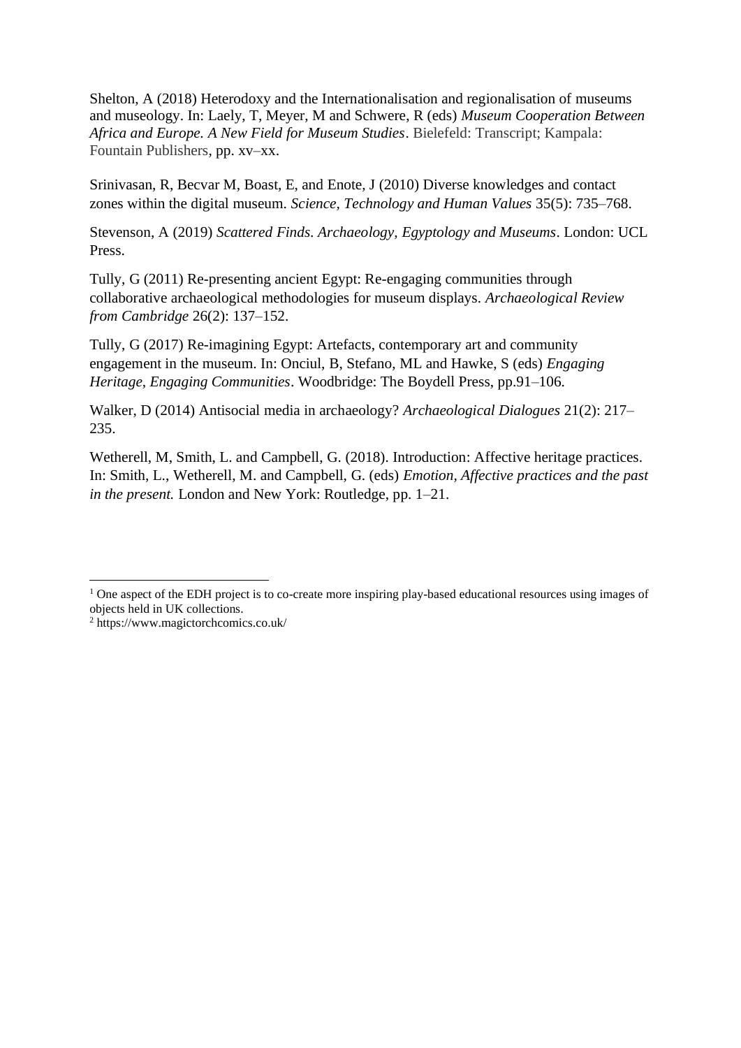Shelton, A (2018) Heterodoxy and the Internationalisation and regionalisation of museums and museology. In: Laely, T, Meyer, M and Schwere, R (eds) *Museum Cooperation Between Africa and Europe. A New Field for Museum Studies*. Bielefeld: Transcript; Kampala: Fountain Publishers, pp. xv–xx.

Srinivasan, R, Becvar M, Boast, E, and Enote, J (2010) Diverse knowledges and contact zones within the digital museum. *Science, Technology and Human Values* 35(5): 735–768.

Stevenson, A (2019) *Scattered Finds. Archaeology, Egyptology and Museums*. London: UCL Press.

Tully, G (2011) Re-presenting ancient Egypt: Re-engaging communities through collaborative archaeological methodologies for museum displays. *Archaeological Review from Cambridge* 26(2): 137–152.

Tully, G (2017) Re-imagining Egypt: Artefacts, contemporary art and community engagement in the museum. In: Onciul, B, Stefano, ML and Hawke, S (eds) *Engaging Heritage, Engaging Communities*. Woodbridge: The Boydell Press, pp.91–106.

Walker, D (2014) Antisocial media in archaeology? *Archaeological Dialogues* 21(2): 217–235.

Wetherell, M, Smith, L. and Campbell, G. (2018). Introduction: Affective heritage practices. In: Smith, L., Wetherell, M. and Campbell, G. (eds) *Emotion, Affective practices and the past in the present.* London and New York: Routledge, pp. 1–21.

---

[1] One aspect of the EDH project is to co-create more inspiring play-based educational resources using images of objects held in UK collections.

[2] https://www.magictorchcomics.co.uk/